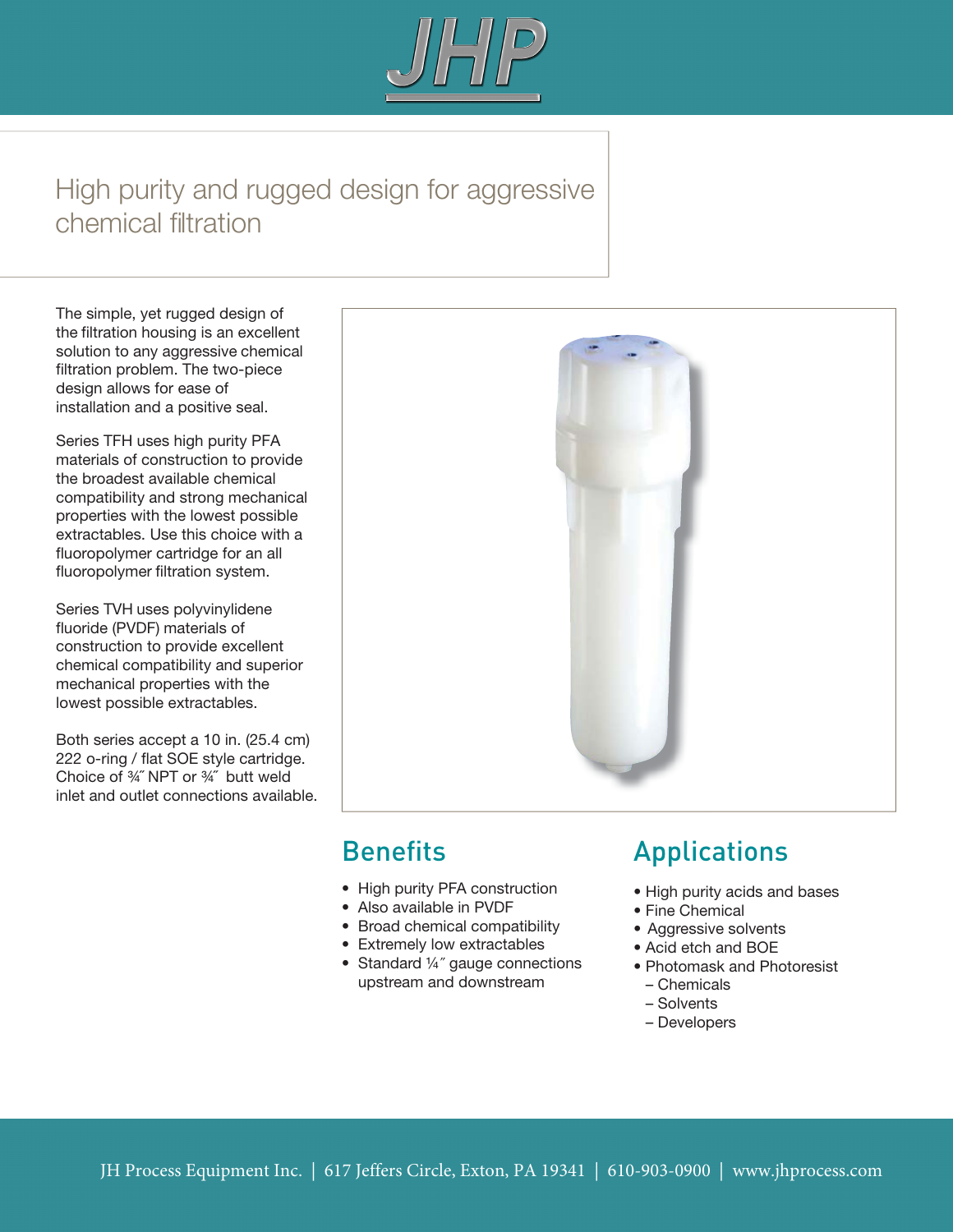# JHP

## High purity and rugged design for aggressive chemical filtration

The simple, yet rugged design of the filtration housing is an excellent solution to any aggressive chemical filtration problem. The two-piece design allows for ease of installation and a positive seal.

Series TFH uses high purity PFA materials of construction to provide the broadest available chemical compatibility and strong mechanical properties with the lowest possible extractables. Use this choice with a fluoropolymer cartridge for an all fluoropolymer filtration system.

Series TVH uses polyvinylidene fluoride (PVDF) materials of construction to provide excellent chemical compatibility and superior mechanical properties with the lowest possible extractables.

Both series accept a 10 in. (25.4 cm) 222 o-ring / flat SOE style cartridge. Choice of ¾″ NPT or ¾″ butt weld inlet and outlet connections available.

## Benefits

- High purity PFA construction
- Also available in PVDF
- Broad chemical compatibility
- Extremely low extractables
- Standard ¼″ gauge connections upstream and downstream

## Applications

- High purity acids and bases
- Fine Chemical
- Aggressive solvents
- Acid etch and BOE
- Photomask and Photoresist
  - Chemicals
  - Solvents
  - Developers

JH Process Equipment Inc. | 617 Jeffers Circle, Exton, PA 19341 | 610-903-0900 | www.jhprocess.com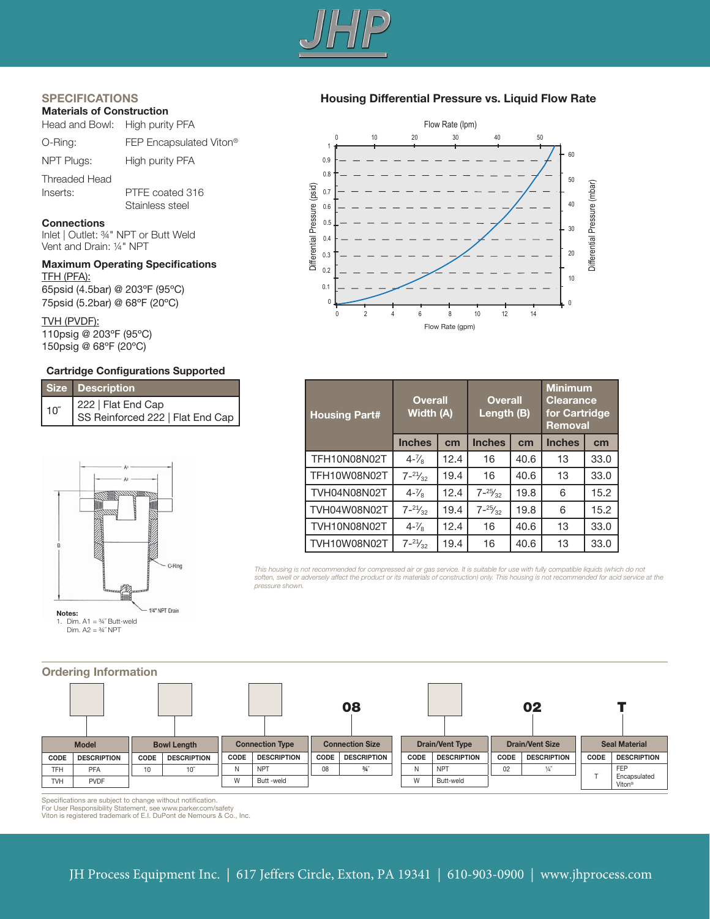## SPECIFICATIONS

### Materials of Construction

Head and Bowl: High purity PFA

O-Ring: FEP Encapsulated Viton®

NPT Plugs: High purity PFA

Threaded Head Inserts: PTFE coated 316 Stainless steel

### Connections

Inlet | Outlet: ¾" NPT or Butt Weld
Vent and Drain: ¼" NPT

### Maximum Operating Specifications

TFH (PFA):
65psid (4.5bar) @ 203°F (95°C)
75psid (5.2bar) @ 68°F (20°C)

TVH (PVDF):
110psig @ 203°F (95°C)
150psig @ 68°F (20°C)

### Cartridge Configurations Supported

| Size | Description |
|---|---|
| 10˝ | 222 \| Flat End Cap<br>SS Reinforced 222 \| Flat End Cap |

A1
A2
B
O-Ring
1/4" NPT Drain

**Notes:**
1. Dim. A1 = ¾˝ Butt-weld
   Dim. A2 = ¾˝ NPT

### Housing Differential Pressure vs. Liquid Flow Rate

Flow Rate (lpm)
0 10 20 30 40 50
Differential Pressure (psid)
0 0.1 0.2 0.3 0.4 0.5 0.6 0.7 0.8 0.9 1
Differential Pressure (mbar)
0 10 20 30 40 50 60
Flow Rate (gpm)
0 2 4 6 8 10 12 14

| Housing Part# | Overall Width (A) | | Overall Length (B) | | Minimum Clearance for Cartridge Removal | |
|---|---|---|---|---|---|---|
| | Inches | cm | Inches | cm | Inches | cm |
| TFH10N08N02T | 4-7/8 | 12.4 | 16 | 40.6 | 13 | 33.0 |
| TFH10W08N02T | 7-21/32 | 19.4 | 16 | 40.6 | 13 | 33.0 |
| TVH04N08N02T | 4-7/8 | 12.4 | 7-25/32 | 19.8 | 6 | 15.2 |
| TVH04W08N02T | 7-21/32 | 19.4 | 7-25/32 | 19.8 | 6 | 15.2 |
| TVH10N08N02T | 4-7/8 | 12.4 | 16 | 40.6 | 13 | 33.0 |
| TVH10W08N02T | 7-21/32 | 19.4 | 16 | 40.6 | 13 | 33.0 |

*This housing is not recommended for compressed air or gas service. It is suitable for use with fully compatible liquids (which do not soften, swell or adversely affect the product or its materials of construction) only. This housing is not recommended for acid service at the pressure shown.*

## Ordering Information

| Model | | Bowl Length | | Connection Type | | Connection Size (08) | | Drain/Vent Type | | Drain/Vent Size (02) | | Seal Material (T) | |
|---|---|---|---|---|---|---|---|---|---|---|---|---|---|
| CODE | DESCRIPTION | CODE | DESCRIPTION | CODE | DESCRIPTION | CODE | DESCRIPTION | CODE | DESCRIPTION | CODE | DESCRIPTION | CODE | DESCRIPTION |
| TFH | PFA | 10 | 10˝ | N | NPT | 08 | ¾˝ | N | NPT | 02 | ¼˝ | T | FEP Encapsulated Viton® |
| TVH | PVDF | | | W | Butt -weld | | | W | Butt-weld | | | | |

Specifications are subject to change without notification.
For User Responsibility Statement, see www.parker.com/safety
Viton is registered trademark of E.I. DuPont de Nemours & Co., Inc.

JH Process Equipment Inc. | 617 Jeffers Circle, Exton, PA 19341 | 610-903-0900 | www.jhprocess.com